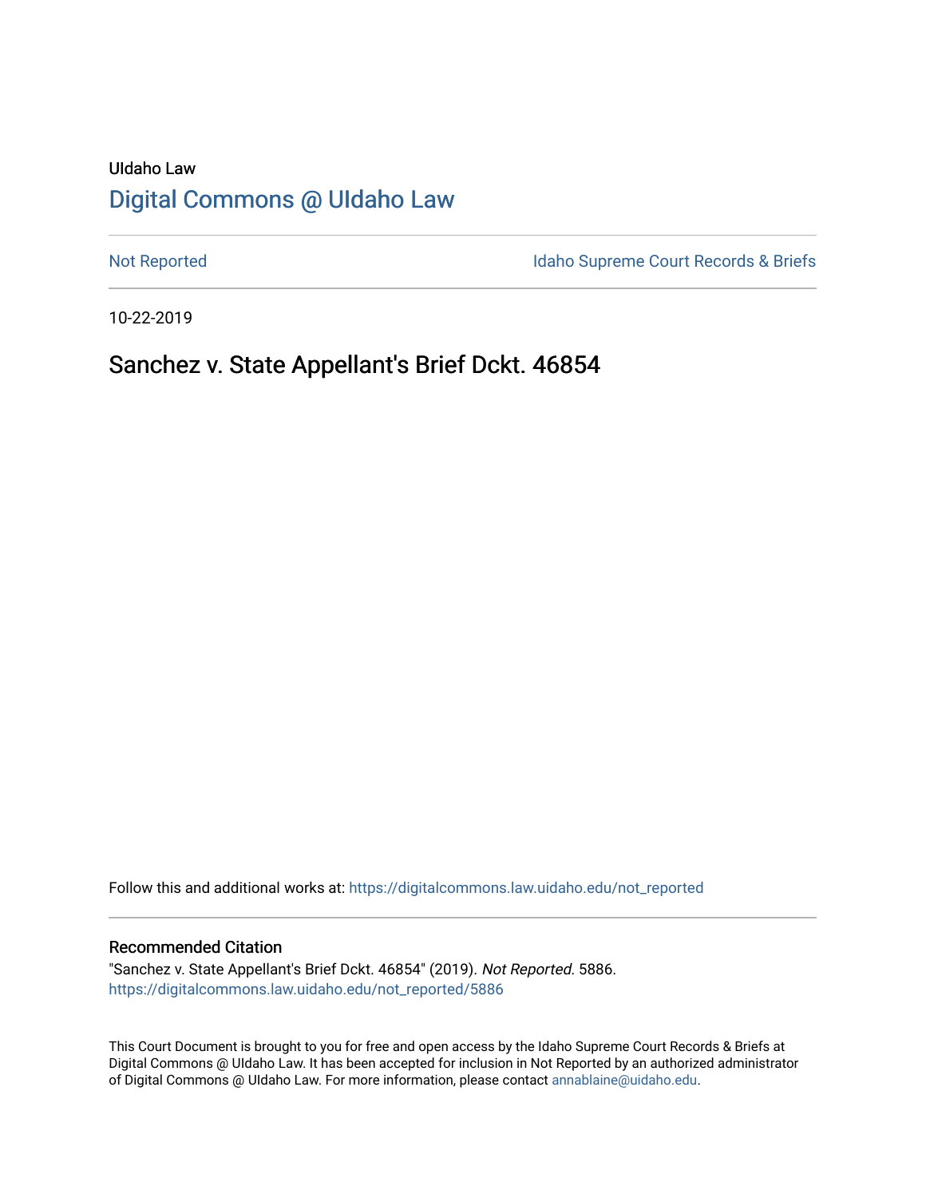UIdaho Law

# [Digital Commons @ UIdaho Law](https://digitalcommons.law.uidaho.edu/)

[Not Reported](https://digitalcommons.law.uidaho.edu/not_reported) | [Idaho Supreme Court Records & Briefs](https://digitalcommons.law.uidaho.edu/idaho_supreme_court_record_briefs)

10-22-2019

## Sanchez v. State Appellant's Brief Dckt. 46854

Follow this and additional works at: https://digitalcommons.law.uidaho.edu/not_reported

### Recommended Citation

"Sanchez v. State Appellant's Brief Dckt. 46854" (2019). *Not Reported*. 5886.
https://digitalcommons.law.uidaho.edu/not_reported/5886

This Court Document is brought to you for free and open access by the Idaho Supreme Court Records & Briefs at Digital Commons @ UIdaho Law. It has been accepted for inclusion in Not Reported by an authorized administrator of Digital Commons @ UIdaho Law. For more information, please contact annablaine@uidaho.edu.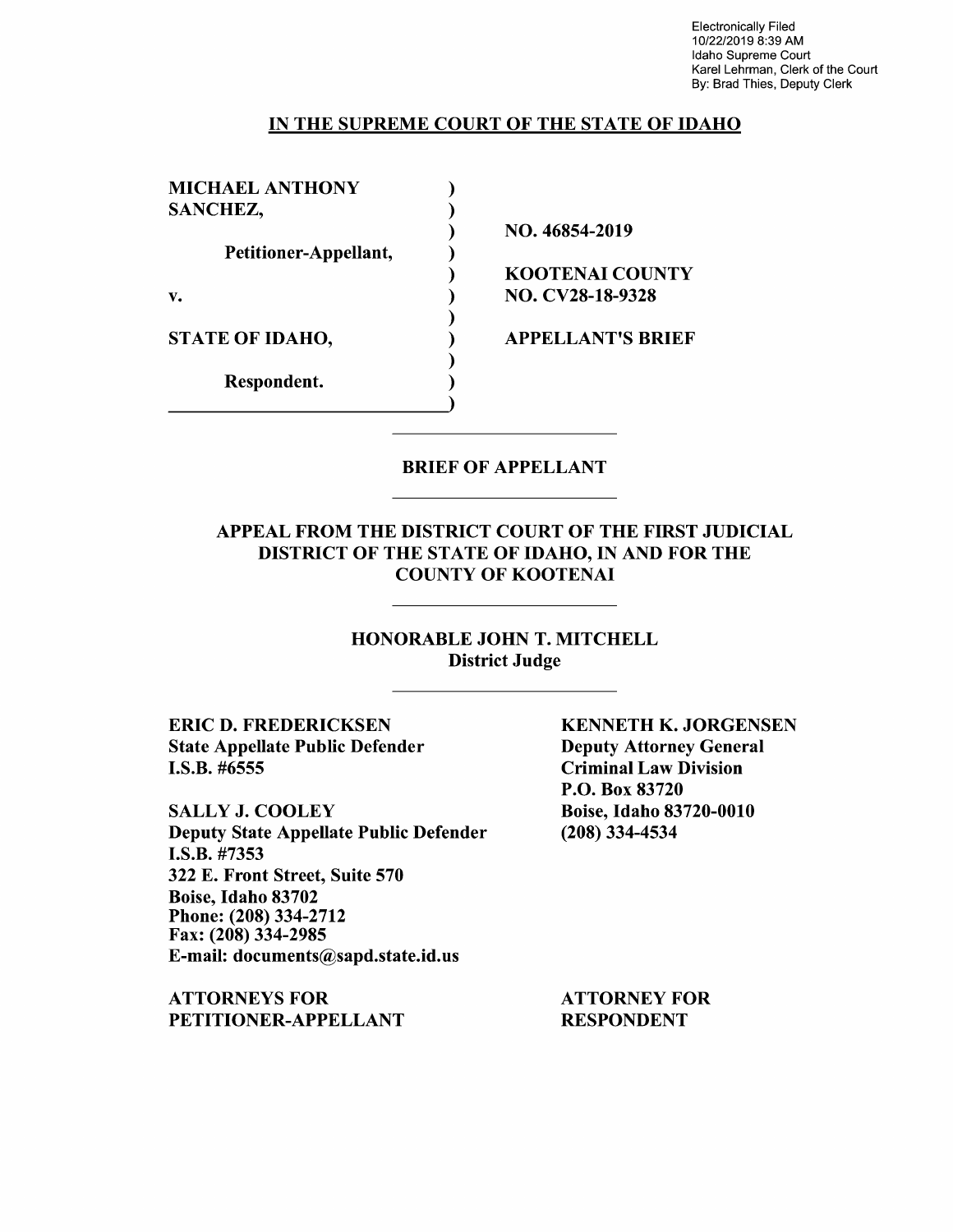Electronically Filed
10/22/2019 8:39 AM
Idaho Supreme Court
Karel Lehrman, Clerk of the Court
By: Brad Thies, Deputy Clerk

**IN THE SUPREME COURT OF THE STATE OF IDAHO**

| | | |
|---|---|---|
| **MICHAEL ANTHONY SANCHEZ,** | ) | |
| | ) | **NO. 46854-2019** |
| **Petitioner-Appellant,** | ) | |
| | ) | **KOOTENAI COUNTY** |
| **v.** | ) | **NO. CV28-18-9328** |
| | ) | |
| **STATE OF IDAHO,** | ) | **APPELLANT'S BRIEF** |
| | ) | |
| **Respondent.** | ) | |

**BRIEF OF APPELLANT**

**APPEAL FROM THE DISTRICT COURT OF THE FIRST JUDICIAL DISTRICT OF THE STATE OF IDAHO, IN AND FOR THE COUNTY OF KOOTENAI**

**HONORABLE JOHN T. MITCHELL**
**District Judge**

**ERIC D. FREDERICKSEN**
**State Appellate Public Defender**
**I.S.B. #6555**

**SALLY J. COOLEY**
**Deputy State Appellate Public Defender**
**I.S.B. #7353**
**322 E. Front Street, Suite 570**
**Boise, Idaho 83702**
**Phone: (208) 334-2712**
**Fax: (208) 334-2985**
**E-mail: documents@sapd.state.id.us**

**ATTORNEYS FOR PETITIONER-APPELLANT**

**KENNETH K. JORGENSEN**
**Deputy Attorney General**
**Criminal Law Division**
**P.O. Box 83720**
**Boise, Idaho 83720-0010**
**(208) 334-4534**

**ATTORNEY FOR RESPONDENT**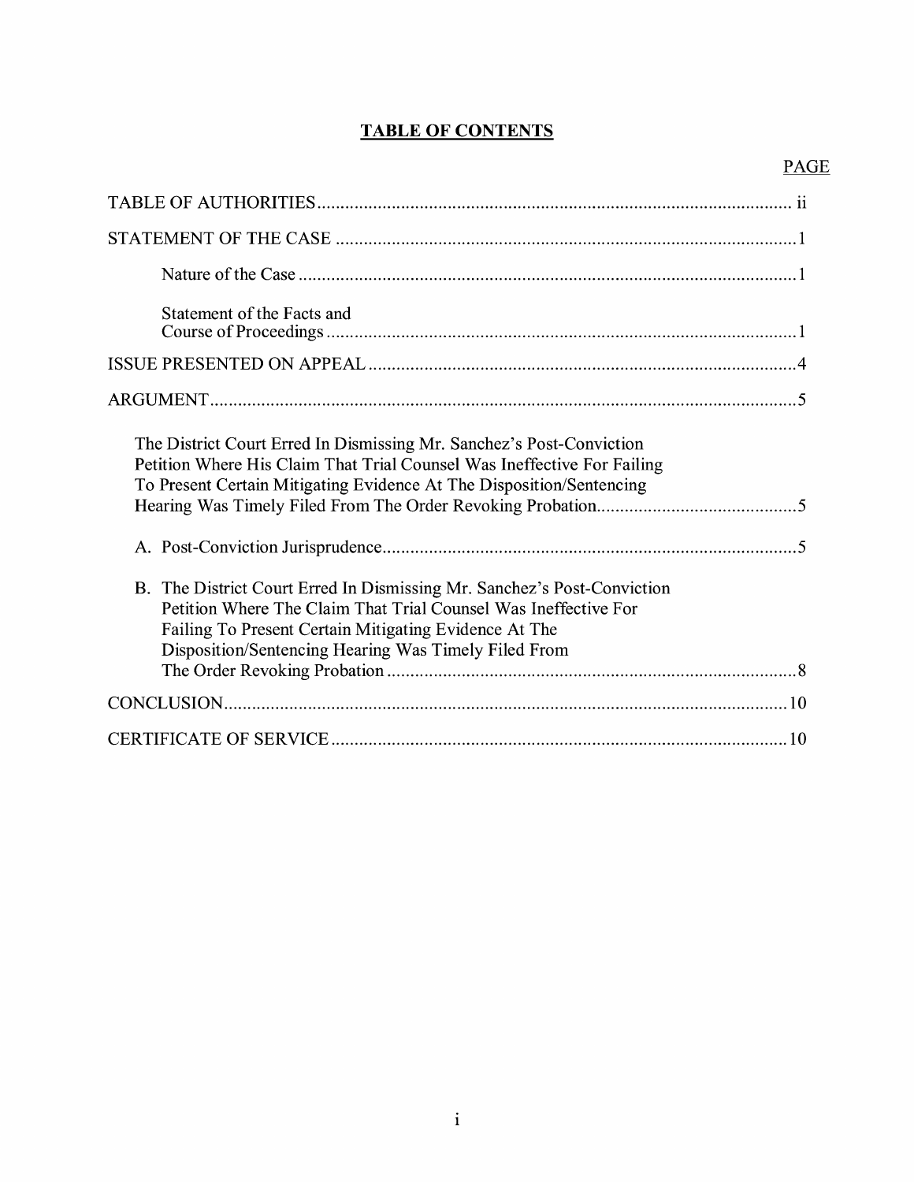# TABLE OF CONTENTS

| | PAGE |
|---|---|
| TABLE OF AUTHORITIES | ii |
| STATEMENT OF THE CASE | 1 |
| Nature of the Case | 1 |
| Statement of the Facts and Course of Proceedings | 1 |
| ISSUE PRESENTED ON APPEAL | 4 |
| ARGUMENT | 5 |
| The District Court Erred In Dismissing Mr. Sanchez's Post-Conviction Petition Where His Claim That Trial Counsel Was Ineffective For Failing To Present Certain Mitigating Evidence At The Disposition/Sentencing Hearing Was Timely Filed From The Order Revoking Probation | 5 |
| A. Post-Conviction Jurisprudence | 5 |
| B. The District Court Erred In Dismissing Mr. Sanchez's Post-Conviction Petition Where The Claim That Trial Counsel Was Ineffective For Failing To Present Certain Mitigating Evidence At The Disposition/Sentencing Hearing Was Timely Filed From The Order Revoking Probation | 8 |
| CONCLUSION | 10 |
| CERTIFICATE OF SERVICE | 10 |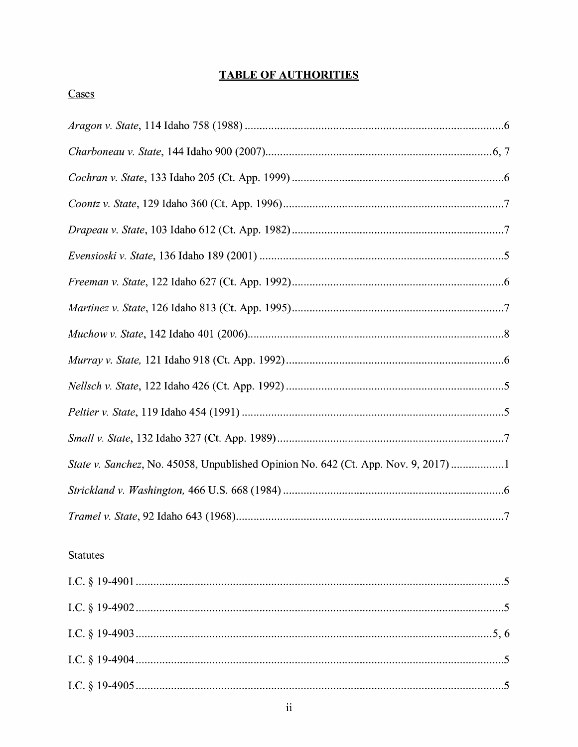# TABLE OF AUTHORITIES

## Cases

*Aragon v. State*, 114 Idaho 758 (1988) .......................................................................................6

*Charboneau v. State*, 144 Idaho 900 (2007)..........................................................................6, 7

*Cochran v. State*, 133 Idaho 205 (Ct. App. 1999) .......................................................................6

*Coontz v. State*, 129 Idaho 360 (Ct. App. 1996)..........................................................................7

*Drapeau v. State*, 103 Idaho 612 (Ct. App. 1982) .......................................................................7

*Evensioski v. State*, 136 Idaho 189 (2001) ..................................................................................5

*Freeman v. State*, 122 Idaho 627 (Ct. App. 1992).......................................................................6

*Martinez v. State*, 126 Idaho 813 (Ct. App. 1995).......................................................................7

*Muchow v. State*, 142 Idaho 401 (2006)......................................................................................8

*Murray v. State,* 121 Idaho 918 (Ct. App. 1992).........................................................................6

*Nellsch v. State*, 122 Idaho 426 (Ct. App. 1992) .........................................................................5

*Peltier v. State*, 119 Idaho 454 (1991) ........................................................................................5

*Small v. State*, 132 Idaho 327 (Ct. App. 1989) ............................................................................7

*State v. Sanchez*, No. 45058, Unpublished Opinion No. 642 (Ct. App. Nov. 9, 2017) ..................1

*Strickland v. Washington,* 466 U.S. 668 (1984) ..........................................................................6

*Tramel v. State*, 92 Idaho 643 (1968)..........................................................................................7

## Statutes

I.C. § 19-4901 ............................................................................................................................5

I.C. § 19-4902 ............................................................................................................................5

I.C. § 19-4903 .........................................................................................................................5, 6

I.C. § 19-4904 ............................................................................................................................5

I.C. § 19-4905 ............................................................................................................................5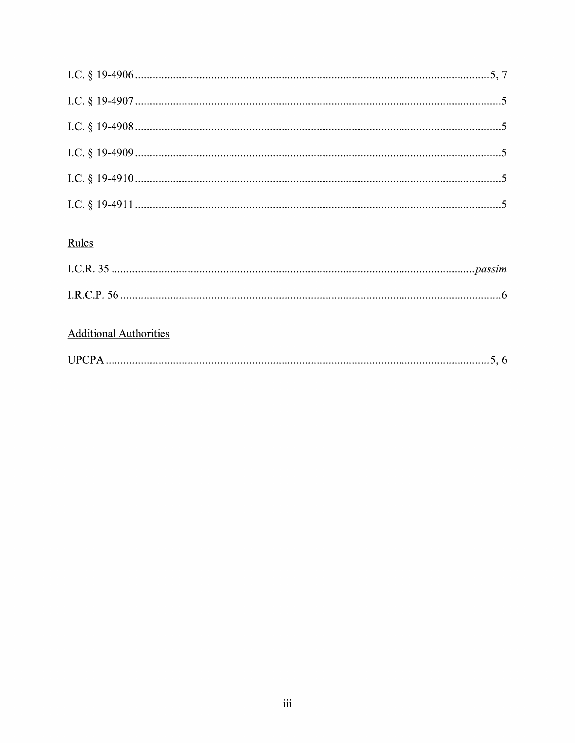I.C. § 19-4906 ........................................................................................................ 5, 7

I.C. § 19-4907 ........................................................................................................ 5

I.C. § 19-4908 ........................................................................................................ 5

I.C. § 19-4909 ........................................................................................................ 5

I.C. § 19-4910 ........................................................................................................ 5

I.C. § 19-4911 ........................................................................................................ 5

Rules

I.C.R. 35 ........................................................................................................ *passim*

I.R.C.P. 56 ........................................................................................................ 6

Additional Authorities

UPCPA ........................................................................................................ 5, 6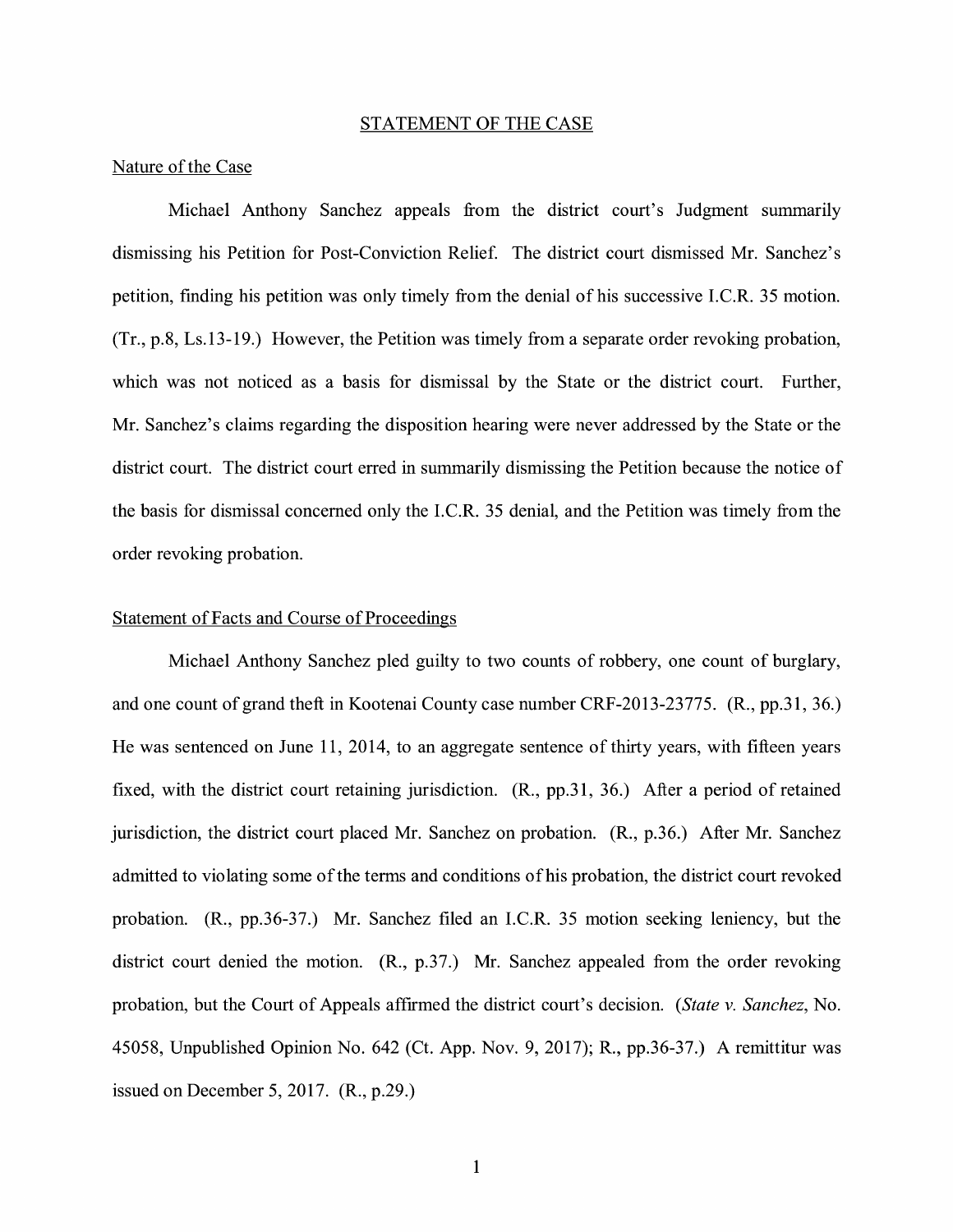## STATEMENT OF THE CASE

### Nature of the Case

Michael Anthony Sanchez appeals from the district court's Judgment summarily dismissing his Petition for Post-Conviction Relief. The district court dismissed Mr. Sanchez's petition, finding his petition was only timely from the denial of his successive I.C.R. 35 motion. (Tr., p.8, Ls.13-19.) However, the Petition was timely from a separate order revoking probation, which was not noticed as a basis for dismissal by the State or the district court. Further, Mr. Sanchez's claims regarding the disposition hearing were never addressed by the State or the district court. The district court erred in summarily dismissing the Petition because the notice of the basis for dismissal concerned only the I.C.R. 35 denial, and the Petition was timely from the order revoking probation.

### Statement of Facts and Course of Proceedings

Michael Anthony Sanchez pled guilty to two counts of robbery, one count of burglary, and one count of grand theft in Kootenai County case number CRF-2013-23775. (R., pp.31, 36.) He was sentenced on June 11, 2014, to an aggregate sentence of thirty years, with fifteen years fixed, with the district court retaining jurisdiction. (R., pp.31, 36.) After a period of retained jurisdiction, the district court placed Mr. Sanchez on probation. (R., p.36.) After Mr. Sanchez admitted to violating some of the terms and conditions of his probation, the district court revoked probation. (R., pp.36-37.) Mr. Sanchez filed an I.C.R. 35 motion seeking leniency, but the district court denied the motion. (R., p.37.) Mr. Sanchez appealed from the order revoking probation, but the Court of Appeals affirmed the district court's decision. (*State v. Sanchez*, No. 45058, Unpublished Opinion No. 642 (Ct. App. Nov. 9, 2017); R., pp.36-37.) A remittitur was issued on December 5, 2017. (R., p.29.)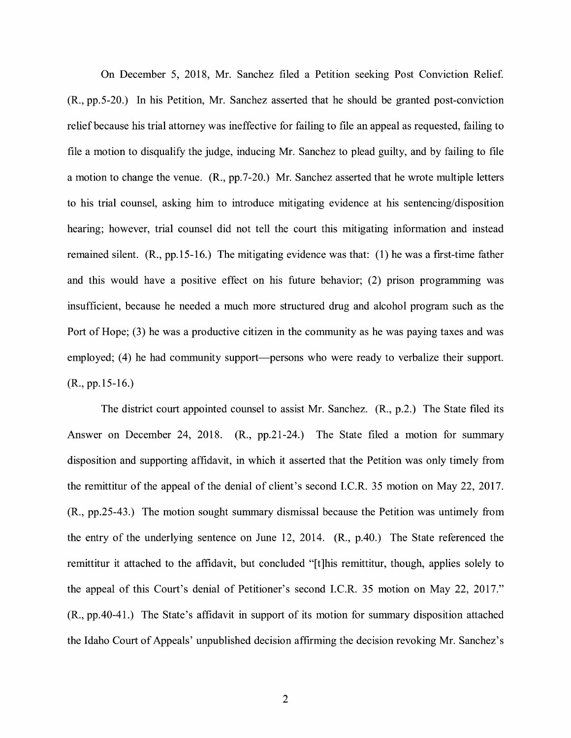On December 5, 2018, Mr. Sanchez filed a Petition seeking Post Conviction Relief. (R., pp.5-20.) In his Petition, Mr. Sanchez asserted that he should be granted post-conviction relief because his trial attorney was ineffective for failing to file an appeal as requested, failing to file a motion to disqualify the judge, inducing Mr. Sanchez to plead guilty, and by failing to file a motion to change the venue. (R., pp.7-20.) Mr. Sanchez asserted that he wrote multiple letters to his trial counsel, asking him to introduce mitigating evidence at his sentencing/disposition hearing; however, trial counsel did not tell the court this mitigating information and instead remained silent. (R., pp.15-16.) The mitigating evidence was that: (1) he was a first-time father and this would have a positive effect on his future behavior; (2) prison programming was insufficient, because he needed a much more structured drug and alcohol program such as the Port of Hope; (3) he was a productive citizen in the community as he was paying taxes and was employed; (4) he had community support—persons who were ready to verbalize their support. (R., pp.15-16.)

The district court appointed counsel to assist Mr. Sanchez. (R., p.2.) The State filed its Answer on December 24, 2018. (R., pp.21-24.) The State filed a motion for summary disposition and supporting affidavit, in which it asserted that the Petition was only timely from the remittitur of the appeal of the denial of client's second I.C.R. 35 motion on May 22, 2017. (R., pp.25-43.) The motion sought summary dismissal because the Petition was untimely from the entry of the underlying sentence on June 12, 2014. (R., p.40.) The State referenced the remittitur it attached to the affidavit, but concluded "[t]his remittitur, though, applies solely to the appeal of this Court's denial of Petitioner's second I.C.R. 35 motion on May 22, 2017." (R., pp.40-41.) The State's affidavit in support of its motion for summary disposition attached the Idaho Court of Appeals' unpublished decision affirming the decision revoking Mr. Sanchez's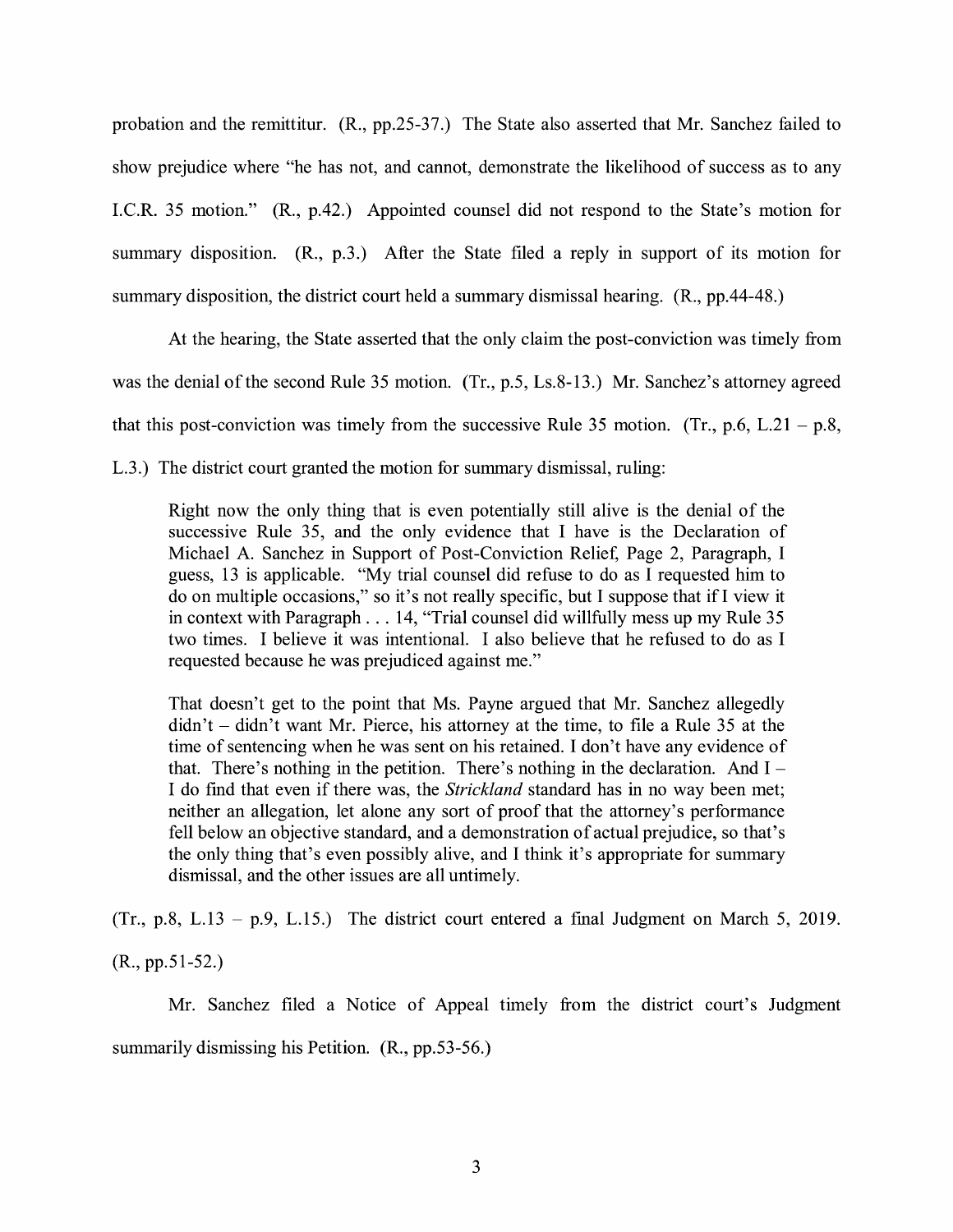probation and the remittitur. (R., pp.25-37.) The State also asserted that Mr. Sanchez failed to show prejudice where "he has not, and cannot, demonstrate the likelihood of success as to any I.C.R. 35 motion." (R., p.42.) Appointed counsel did not respond to the State's motion for summary disposition. (R., p.3.) After the State filed a reply in support of its motion for summary disposition, the district court held a summary dismissal hearing. (R., pp.44-48.)

At the hearing, the State asserted that the only claim the post-conviction was timely from was the denial of the second Rule 35 motion. (Tr., p.5, Ls.8-13.) Mr. Sanchez's attorney agreed that this post-conviction was timely from the successive Rule 35 motion. (Tr., p.6, L.21 – p.8, L.3.) The district court granted the motion for summary dismissal, ruling:

> Right now the only thing that is even potentially still alive is the denial of the successive Rule 35, and the only evidence that I have is the Declaration of Michael A. Sanchez in Support of Post-Conviction Relief, Page 2, Paragraph, I guess, 13 is applicable. "My trial counsel did refuse to do as I requested him to do on multiple occasions," so it's not really specific, but I suppose that if I view it in context with Paragraph . . . 14, "Trial counsel did willfully mess up my Rule 35 two times. I believe it was intentional. I also believe that he refused to do as I requested because he was prejudiced against me."
>
> That doesn't get to the point that Ms. Payne argued that Mr. Sanchez allegedly didn't – didn't want Mr. Pierce, his attorney at the time, to file a Rule 35 at the time of sentencing when he was sent on his retained. I don't have any evidence of that. There's nothing in the petition. There's nothing in the declaration. And I – I do find that even if there was, the *Strickland* standard has in no way been met; neither an allegation, let alone any sort of proof that the attorney's performance fell below an objective standard, and a demonstration of actual prejudice, so that's the only thing that's even possibly alive, and I think it's appropriate for summary dismissal, and the other issues are all untimely.

(Tr., p.8, L.13 – p.9, L.15.) The district court entered a final Judgment on March 5, 2019. (R., pp.51-52.)

Mr. Sanchez filed a Notice of Appeal timely from the district court's Judgment summarily dismissing his Petition. (R., pp.53-56.)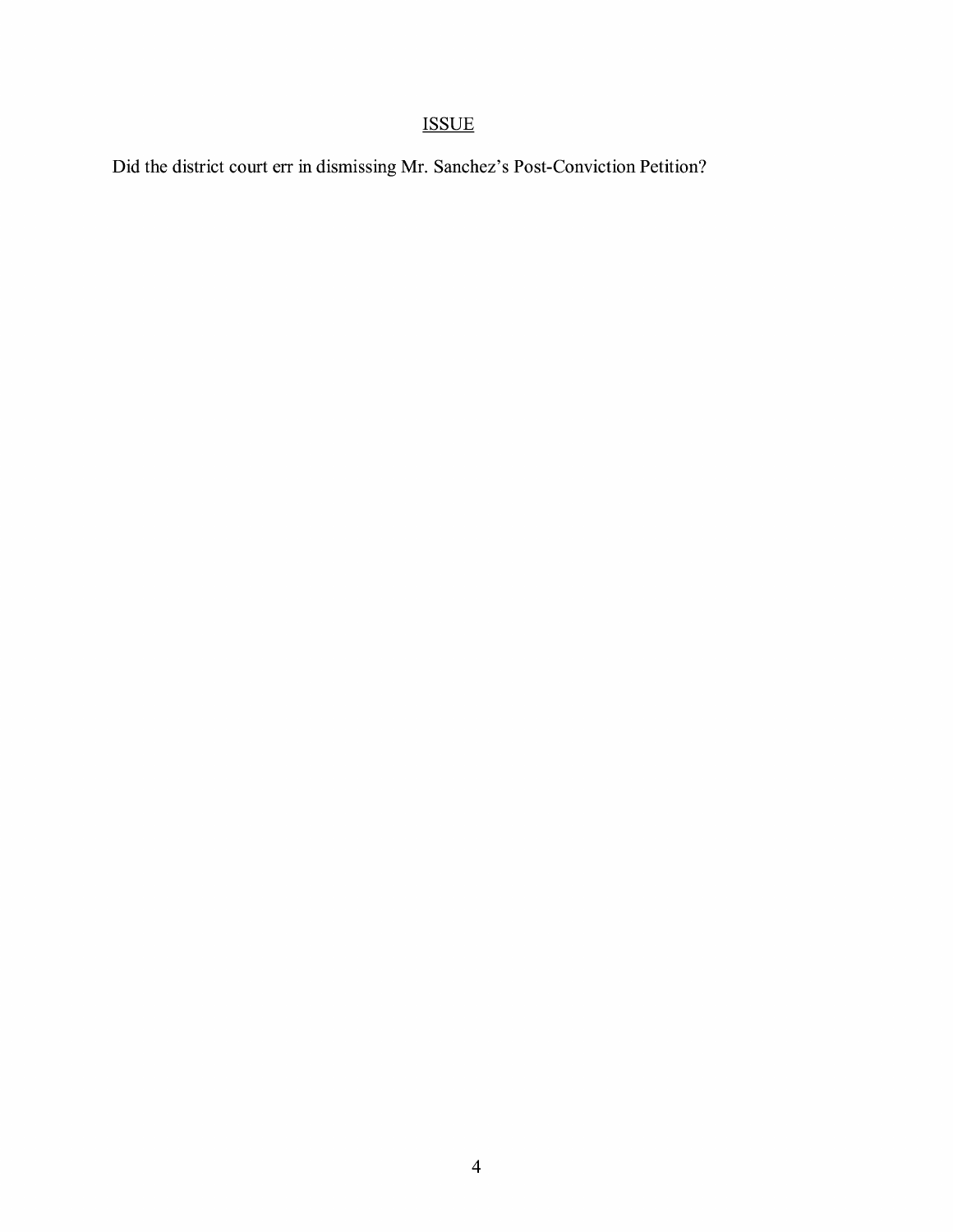## ISSUE

Did the district court err in dismissing Mr. Sanchez's Post-Conviction Petition?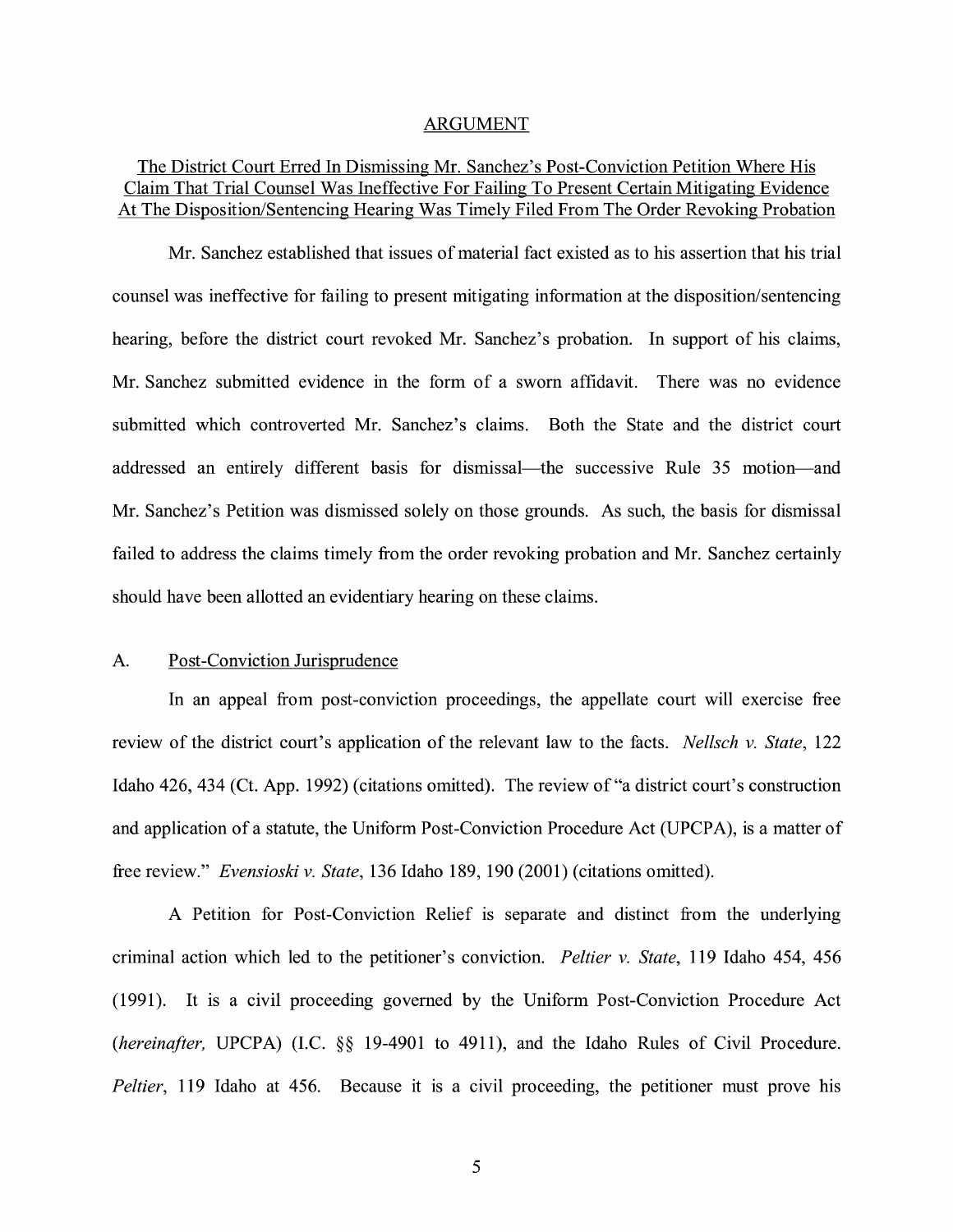## ARGUMENT

### The District Court Erred In Dismissing Mr. Sanchez's Post-Conviction Petition Where His Claim That Trial Counsel Was Ineffective For Failing To Present Certain Mitigating Evidence At The Disposition/Sentencing Hearing Was Timely Filed From The Order Revoking Probation

Mr. Sanchez established that issues of material fact existed as to his assertion that his trial counsel was ineffective for failing to present mitigating information at the disposition/sentencing hearing, before the district court revoked Mr. Sanchez's probation. In support of his claims, Mr. Sanchez submitted evidence in the form of a sworn affidavit. There was no evidence submitted which controverted Mr. Sanchez's claims. Both the State and the district court addressed an entirely different basis for dismissal—the successive Rule 35 motion—and Mr. Sanchez's Petition was dismissed solely on those grounds. As such, the basis for dismissal failed to address the claims timely from the order revoking probation and Mr. Sanchez certainly should have been allotted an evidentiary hearing on these claims.

### A. Post-Conviction Jurisprudence

In an appeal from post-conviction proceedings, the appellate court will exercise free review of the district court's application of the relevant law to the facts. *Nellsch v. State*, 122 Idaho 426, 434 (Ct. App. 1992) (citations omitted). The review of "a district court's construction and application of a statute, the Uniform Post-Conviction Procedure Act (UPCPA), is a matter of free review." *Evensioski v. State*, 136 Idaho 189, 190 (2001) (citations omitted).

A Petition for Post-Conviction Relief is separate and distinct from the underlying criminal action which led to the petitioner's conviction. *Peltier v. State*, 119 Idaho 454, 456 (1991). It is a civil proceeding governed by the Uniform Post-Conviction Procedure Act (*hereinafter,* UPCPA) (I.C. §§ 19-4901 to 4911), and the Idaho Rules of Civil Procedure. *Peltier*, 119 Idaho at 456. Because it is a civil proceeding, the petitioner must prove his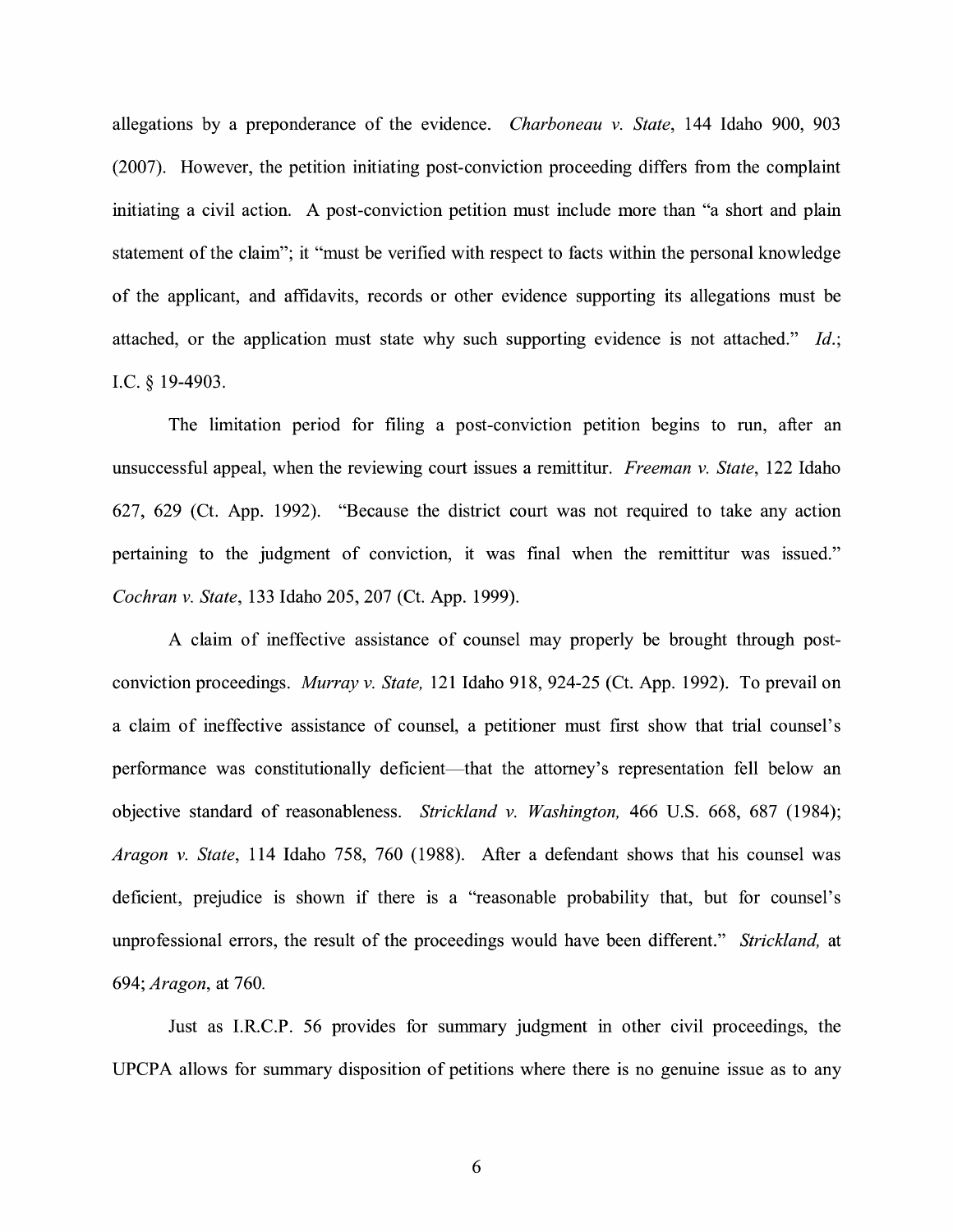allegations by a preponderance of the evidence. *Charboneau v. State*, 144 Idaho 900, 903 (2007). However, the petition initiating post-conviction proceeding differs from the complaint initiating a civil action. A post-conviction petition must include more than "a short and plain statement of the claim"; it "must be verified with respect to facts within the personal knowledge of the applicant, and affidavits, records or other evidence supporting its allegations must be attached, or the application must state why such supporting evidence is not attached." *Id.*; I.C. § 19-4903.

The limitation period for filing a post-conviction petition begins to run, after an unsuccessful appeal, when the reviewing court issues a remittitur. *Freeman v. State*, 122 Idaho 627, 629 (Ct. App. 1992). "Because the district court was not required to take any action pertaining to the judgment of conviction, it was final when the remittitur was issued." *Cochran v. State*, 133 Idaho 205, 207 (Ct. App. 1999).

A claim of ineffective assistance of counsel may properly be brought through post-conviction proceedings. *Murray v. State,* 121 Idaho 918, 924-25 (Ct. App. 1992). To prevail on a claim of ineffective assistance of counsel, a petitioner must first show that trial counsel's performance was constitutionally deficient—that the attorney's representation fell below an objective standard of reasonableness. *Strickland v. Washington,* 466 U.S. 668, 687 (1984); *Aragon v. State*, 114 Idaho 758, 760 (1988). After a defendant shows that his counsel was deficient, prejudice is shown if there is a "reasonable probability that, but for counsel's unprofessional errors, the result of the proceedings would have been different." *Strickland,* at 694; *Aragon*, at 760.

Just as I.R.C.P. 56 provides for summary judgment in other civil proceedings, the UPCPA allows for summary disposition of petitions where there is no genuine issue as to any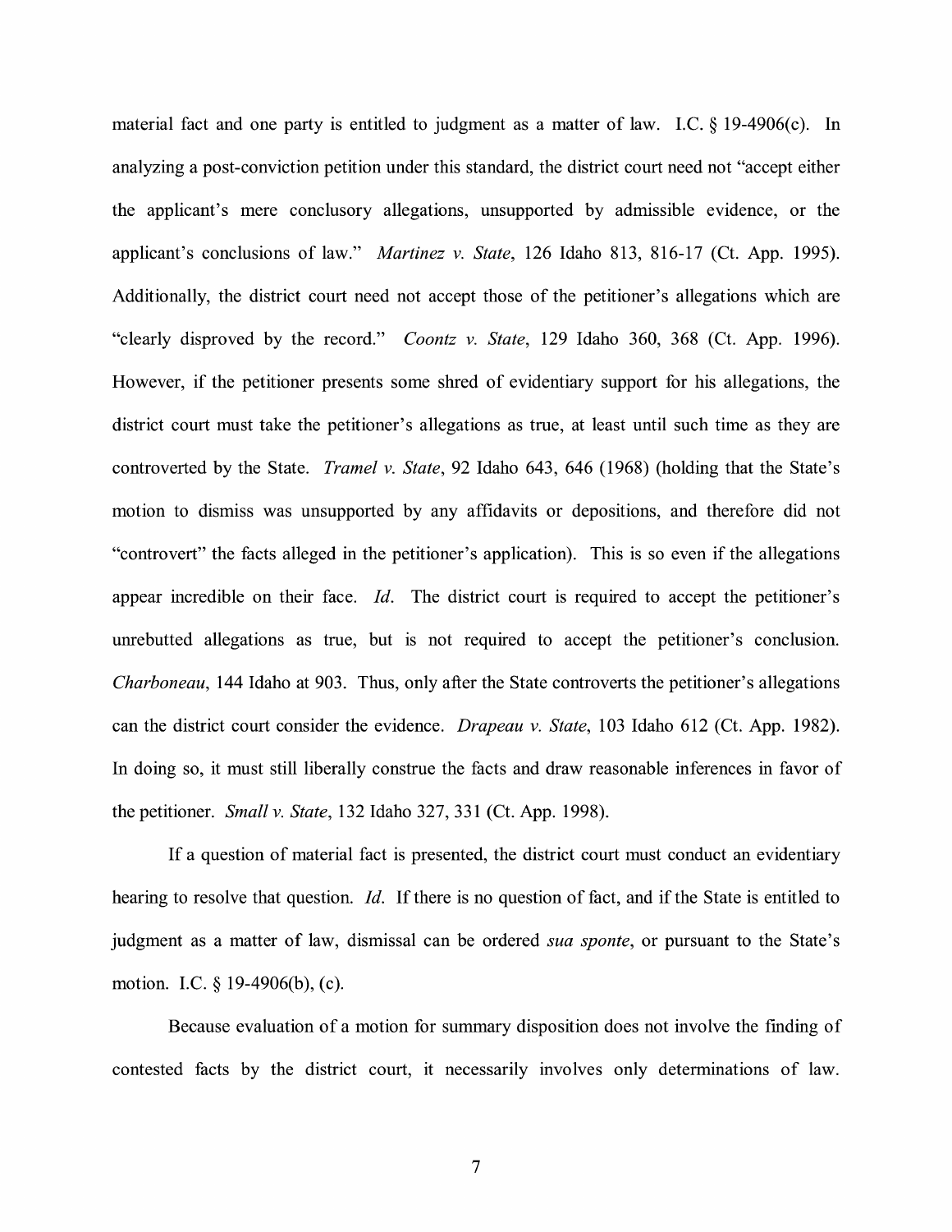material fact and one party is entitled to judgment as a matter of law. I.C. § 19-4906(c). In analyzing a post-conviction petition under this standard, the district court need not "accept either the applicant's mere conclusory allegations, unsupported by admissible evidence, or the applicant's conclusions of law." *Martinez v. State*, 126 Idaho 813, 816-17 (Ct. App. 1995). Additionally, the district court need not accept those of the petitioner's allegations which are "clearly disproved by the record." *Coontz v. State*, 129 Idaho 360, 368 (Ct. App. 1996). However, if the petitioner presents some shred of evidentiary support for his allegations, the district court must take the petitioner's allegations as true, at least until such time as they are controverted by the State. *Tramel v. State*, 92 Idaho 643, 646 (1968) (holding that the State's motion to dismiss was unsupported by any affidavits or depositions, and therefore did not "controvert" the facts alleged in the petitioner's application). This is so even if the allegations appear incredible on their face. *Id*. The district court is required to accept the petitioner's unrebutted allegations as true, but is not required to accept the petitioner's conclusion. *Charboneau*, 144 Idaho at 903. Thus, only after the State controverts the petitioner's allegations can the district court consider the evidence. *Drapeau v. State*, 103 Idaho 612 (Ct. App. 1982). In doing so, it must still liberally construe the facts and draw reasonable inferences in favor of the petitioner. *Small v. State*, 132 Idaho 327, 331 (Ct. App. 1998).

If a question of material fact is presented, the district court must conduct an evidentiary hearing to resolve that question. *Id*. If there is no question of fact, and if the State is entitled to judgment as a matter of law, dismissal can be ordered *sua sponte*, or pursuant to the State's motion. I.C. § 19-4906(b), (c).

Because evaluation of a motion for summary disposition does not involve the finding of contested facts by the district court, it necessarily involves only determinations of law.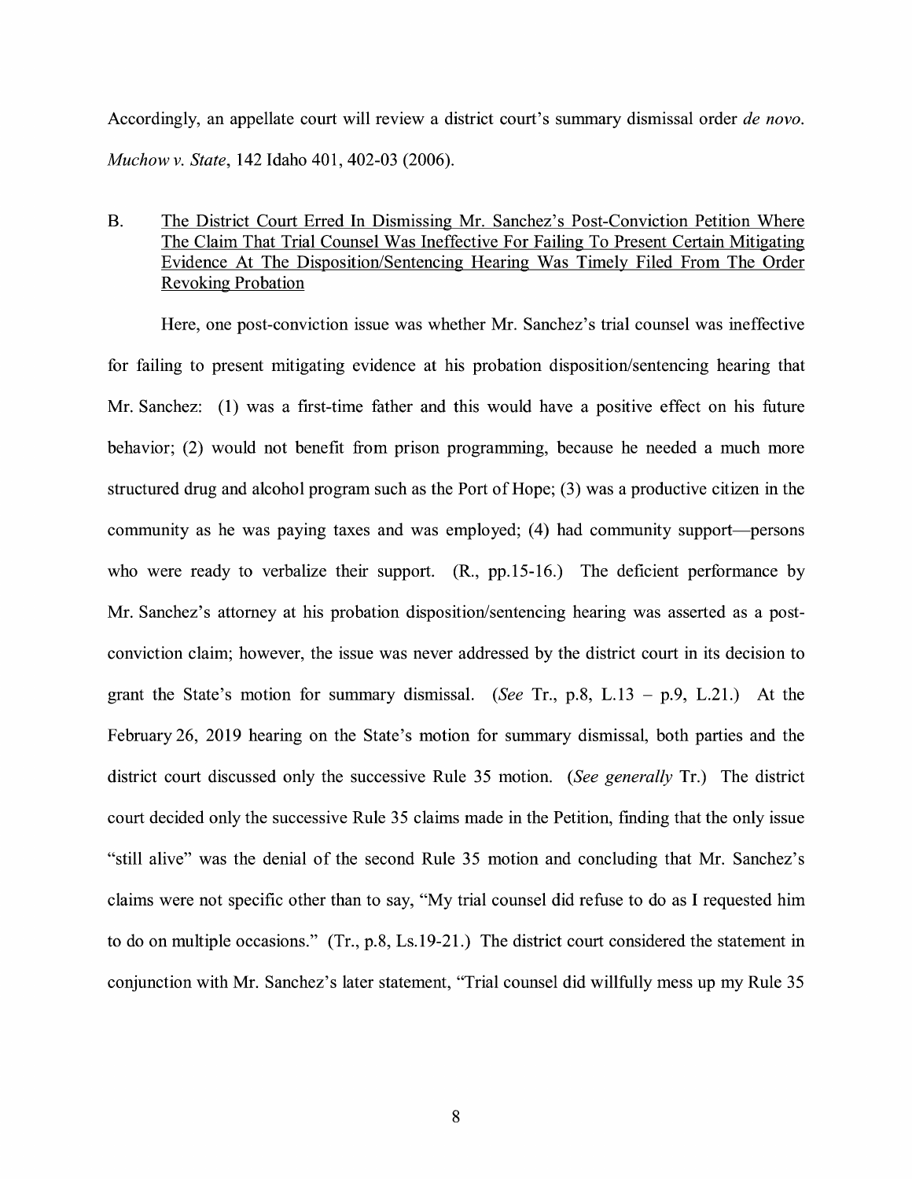Accordingly, an appellate court will review a district court's summary dismissal order *de novo*. *Muchow v. State*, 142 Idaho 401, 402-03 (2006).

B. <u>The District Court Erred In Dismissing Mr. Sanchez's Post-Conviction Petition Where The Claim That Trial Counsel Was Ineffective For Failing To Present Certain Mitigating Evidence At The Disposition/Sentencing Hearing Was Timely Filed From The Order Revoking Probation</u>

Here, one post-conviction issue was whether Mr. Sanchez's trial counsel was ineffective for failing to present mitigating evidence at his probation disposition/sentencing hearing that Mr. Sanchez: (1) was a first-time father and this would have a positive effect on his future behavior; (2) would not benefit from prison programming, because he needed a much more structured drug and alcohol program such as the Port of Hope; (3) was a productive citizen in the community as he was paying taxes and was employed; (4) had community support—persons who were ready to verbalize their support. (R., pp.15-16.) The deficient performance by Mr. Sanchez's attorney at his probation disposition/sentencing hearing was asserted as a post-conviction claim; however, the issue was never addressed by the district court in its decision to grant the State's motion for summary dismissal. (*See* Tr., p.8, L.13 – p.9, L.21.) At the February 26, 2019 hearing on the State's motion for summary dismissal, both parties and the district court discussed only the successive Rule 35 motion. (*See generally* Tr.) The district court decided only the successive Rule 35 claims made in the Petition, finding that the only issue "still alive" was the denial of the second Rule 35 motion and concluding that Mr. Sanchez's claims were not specific other than to say, "My trial counsel did refuse to do as I requested him to do on multiple occasions." (Tr., p.8, Ls.19-21.) The district court considered the statement in conjunction with Mr. Sanchez's later statement, "Trial counsel did willfully mess up my Rule 35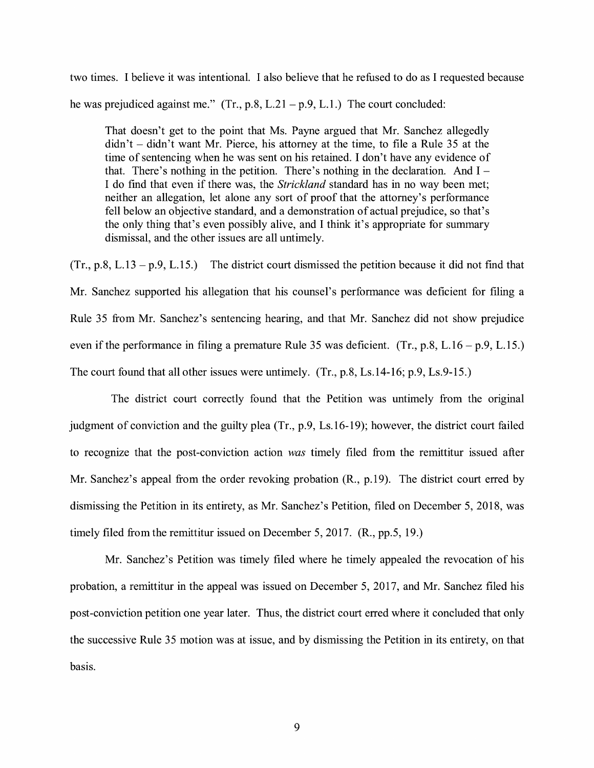two times. I believe it was intentional. I also believe that he refused to do as I requested because he was prejudiced against me." (Tr., p.8, L.21 – p.9, L.1.) The court concluded:

> That doesn't get to the point that Ms. Payne argued that Mr. Sanchez allegedly didn't – didn't want Mr. Pierce, his attorney at the time, to file a Rule 35 at the time of sentencing when he was sent on his retained. I don't have any evidence of that. There's nothing in the petition. There's nothing in the declaration. And I – I do find that even if there was, the *Strickland* standard has in no way been met; neither an allegation, let alone any sort of proof that the attorney's performance fell below an objective standard, and a demonstration of actual prejudice, so that's the only thing that's even possibly alive, and I think it's appropriate for summary dismissal, and the other issues are all untimely.

(Tr., p.8, L.13 – p.9, L.15.) The district court dismissed the petition because it did not find that Mr. Sanchez supported his allegation that his counsel's performance was deficient for filing a Rule 35 from Mr. Sanchez's sentencing hearing, and that Mr. Sanchez did not show prejudice even if the performance in filing a premature Rule 35 was deficient. (Tr., p.8, L.16 – p.9, L.15.) The court found that all other issues were untimely. (Tr., p.8, Ls.14-16; p.9, Ls.9-15.)

The district court correctly found that the Petition was untimely from the original judgment of conviction and the guilty plea (Tr., p.9, Ls.16-19); however, the district court failed to recognize that the post-conviction action *was* timely filed from the remittitur issued after Mr. Sanchez's appeal from the order revoking probation (R., p.19). The district court erred by dismissing the Petition in its entirety, as Mr. Sanchez's Petition, filed on December 5, 2018, was timely filed from the remittitur issued on December 5, 2017. (R., pp.5, 19.)

Mr. Sanchez's Petition was timely filed where he timely appealed the revocation of his probation, a remittitur in the appeal was issued on December 5, 2017, and Mr. Sanchez filed his post-conviction petition one year later. Thus, the district court erred where it concluded that only the successive Rule 35 motion was at issue, and by dismissing the Petition in its entirety, on that basis.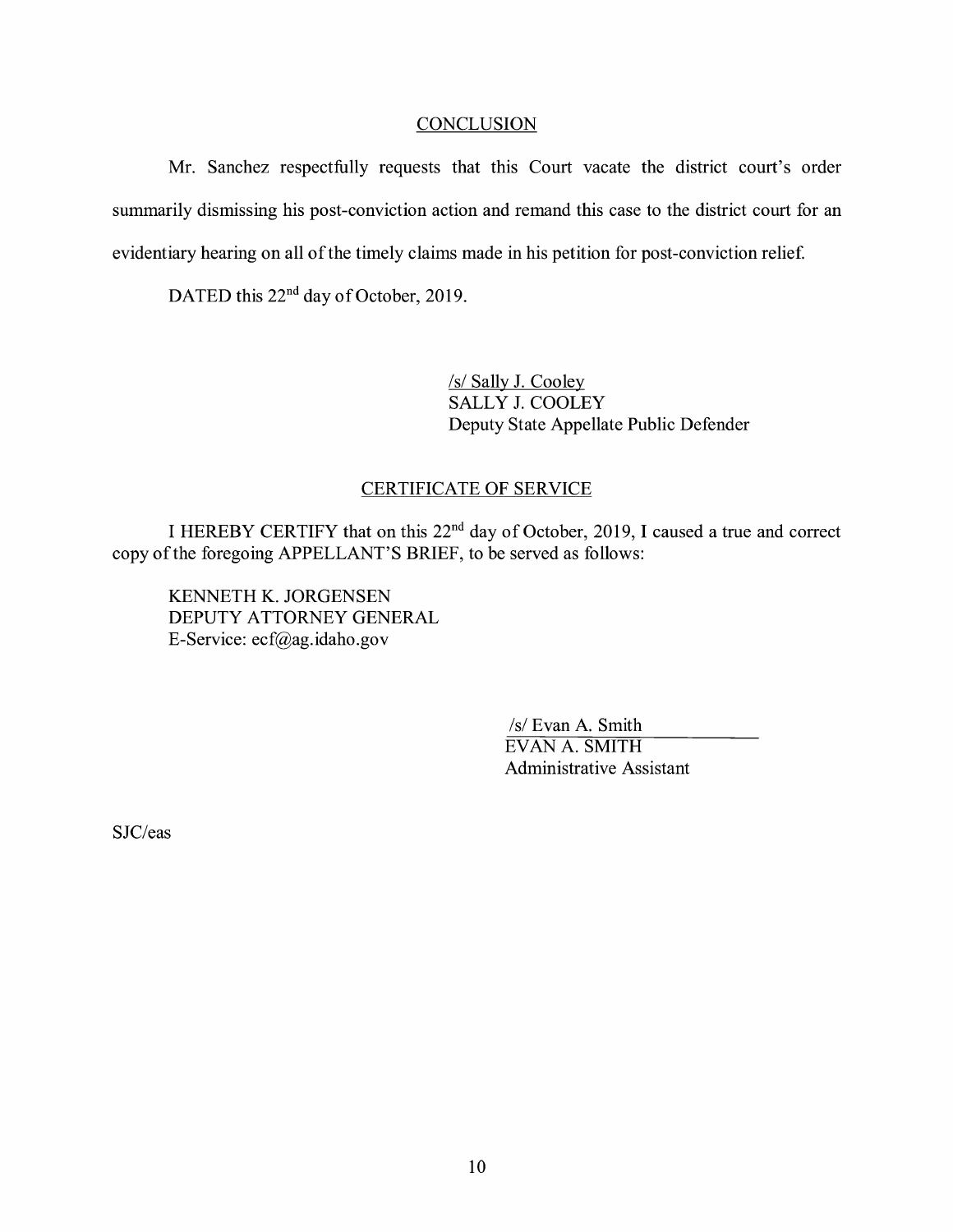## CONCLUSION

Mr. Sanchez respectfully requests that this Court vacate the district court's order summarily dismissing his post-conviction action and remand this case to the district court for an evidentiary hearing on all of the timely claims made in his petition for post-conviction relief.

DATED this 22nd day of October, 2019.

/s/ Sally J. Cooley
SALLY J. COOLEY
Deputy State Appellate Public Defender

## CERTIFICATE OF SERVICE

I HEREBY CERTIFY that on this 22nd day of October, 2019, I caused a true and correct copy of the foregoing APPELLANT'S BRIEF, to be served as follows:

KENNETH K. JORGENSEN
DEPUTY ATTORNEY GENERAL
E-Service: ecf@ag.idaho.gov

/s/ Evan A. Smith
EVAN A. SMITH
Administrative Assistant

SJC/eas